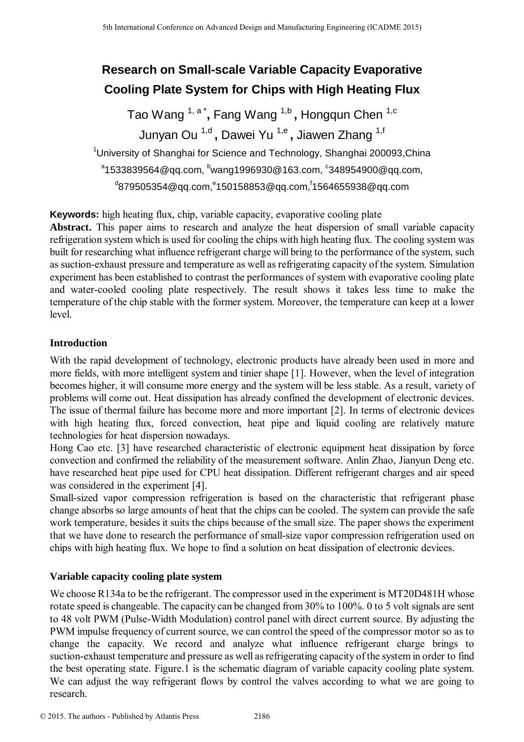# Research on Small-scale Variable Capacity Evaporative Cooling Plate System for Chips with High Heating Flux

Tao Wang [1, a *], Fang Wang [1,b], Hongqun Chen [1,c]

Junyan Ou [1,d], Dawei Yu [1,e], Jiawen Zhang [1,f]

[1]University of Shanghai for Science and Technology, Shanghai 200093,China

[a]1533839564@qq.com, [b]wang1996930@163.com, [c]348954900@qq.com,

[d]879505354@qq.com,[e]150158853@qq.com,[f]1564655938@qq.com

**Keywords:** high heating flux, chip, variable capacity, evaporative cooling plate

**Abstract.** This paper aims to research and analyze the heat dispersion of small variable capacity refrigeration system which is used for cooling the chips with high heating flux. The cooling system was built for researching what influence refrigerant charge will bring to the performance of the system, such as suction-exhaust pressure and temperature as well as refrigerating capacity of the system. Simulation experiment has been established to contrast the performances of system with evaporative cooling plate and water-cooled cooling plate respectively. The result shows it takes less time to make the temperature of the chip stable with the former system. Moreover, the temperature can keep at a lower level.

## Introduction

With the rapid development of technology, electronic products have already been used in more and more fields, with more intelligent system and tinier shape [1]. However, when the level of integration becomes higher, it will consume more energy and the system will be less stable. As a result, variety of problems will come out. Heat dissipation has already confined the development of electronic devices. The issue of thermal failure has become more and more important [2]. In terms of electronic devices with high heating flux, forced convection, heat pipe and liquid cooling are relatively mature technologies for heat dispersion nowadays.

Hong Cao etc. [3] have researched characteristic of electronic equipment heat dissipation by force convection and confirmed the reliability of the measurement software. Anlin Zhao, Jianyun Deng etc. have researched heat pipe used for CPU heat dissipation. Different refrigerant charges and air speed was considered in the experiment [4].

Small-sized vapor compression refrigeration is based on the characteristic that refrigerant phase change absorbs so large amounts of heat that the chips can be cooled. The system can provide the safe work temperature, besides it suits the chips because of the small size. The paper shows the experiment that we have done to research the performance of small-size vapor compression refrigeration used on chips with high heating flux. We hope to find a solution on heat dissipation of electronic devices.

## Variable capacity cooling plate system

We choose R134a to be the refrigerant. The compressor used in the experiment is MT20D481H whose rotate speed is changeable. The capacity can be changed from 30% to 100%. 0 to 5 volt signals are sent to 48 volt PWM (Pulse-Width Modulation) control panel with direct current source. By adjusting the PWM impulse frequency of current source, we can control the speed of the compressor motor so as to change the capacity. We record and analyze what influence refrigerant charge brings to suction-exhaust temperature and pressure as well as refrigerating capacity of the system in order to find the best operating state. Figure.1 is the schematic diagram of variable capacity cooling plate system. We can adjust the way refrigerant flows by control the valves according to what we are going to research.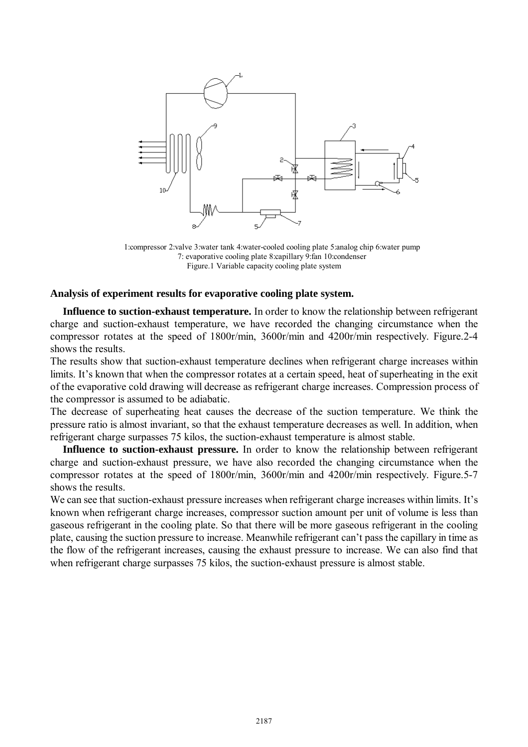1:compressor 2:valve 3:water tank 4:water-cooled cooling plate 5:analog chip 6:water pump 7: evaporative cooling plate 8:capillary 9:fan 10:condenser

Figure.1 Variable capacity cooling plate system

**Analysis of experiment results for evaporative cooling plate system.**

**Influence to suction-exhaust temperature.** In order to know the relationship between refrigerant charge and suction-exhaust temperature, we have recorded the changing circumstance when the compressor rotates at the speed of 1800r/min, 3600r/min and 4200r/min respectively. Figure.2-4 shows the results.

The results show that suction-exhaust temperature declines when refrigerant charge increases within limits. It's known that when the compressor rotates at a certain speed, heat of superheating in the exit of the evaporative cold drawing will decrease as refrigerant charge increases. Compression process of the compressor is assumed to be adiabatic.

The decrease of superheating heat causes the decrease of the suction temperature. We think the pressure ratio is almost invariant, so that the exhaust temperature decreases as well. In addition, when refrigerant charge surpasses 75 kilos, the suction-exhaust temperature is almost stable.

**Influence to suction-exhaust pressure.** In order to know the relationship between refrigerant charge and suction-exhaust pressure, we have also recorded the changing circumstance when the compressor rotates at the speed of 1800r/min, 3600r/min and 4200r/min respectively. Figure.5-7 shows the results.

We can see that suction-exhaust pressure increases when refrigerant charge increases within limits. It's known when refrigerant charge increases, compressor suction amount per unit of volume is less than gaseous refrigerant in the cooling plate. So that there will be more gaseous refrigerant in the cooling plate, causing the suction pressure to increase. Meanwhile refrigerant can't pass the capillary in time as the flow of the refrigerant increases, causing the exhaust pressure to increase. We can also find that when refrigerant charge surpasses 75 kilos, the suction-exhaust pressure is almost stable.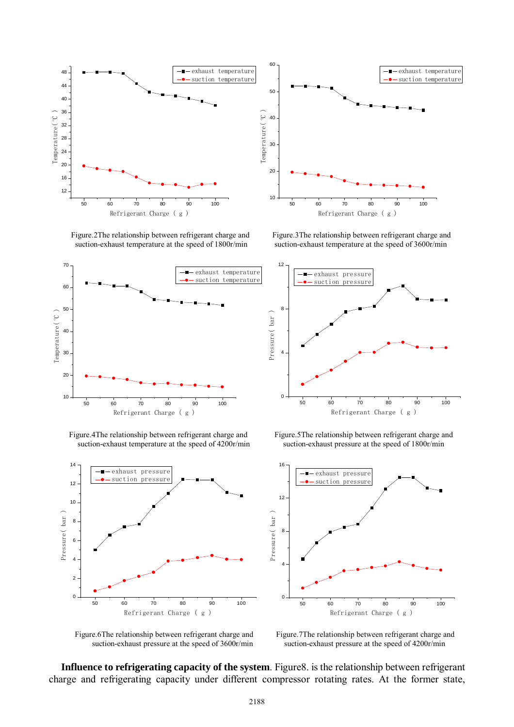Figure.2The relationship between refrigerant charge and suction-exhaust temperature at the speed of 1800r/min

Figure.3The relationship between refrigerant charge and suction-exhaust temperature at the speed of 3600r/min

Figure.4The relationship between refrigerant charge and suction-exhaust temperature at the speed of 4200r/min

Figure.5The relationship between refrigerant charge and suction-exhaust pressure at the speed of 1800r/min

Figure.6The relationship between refrigerant charge and suction-exhaust pressure at the speed of 3600r/min

Figure.7The relationship between refrigerant charge and suction-exhaust pressure at the speed of 4200r/min

**Influence to refrigerating capacity of the system**. Figure8. is the relationship between refrigerant charge and refrigerating capacity under different compressor rotating rates. At the former state,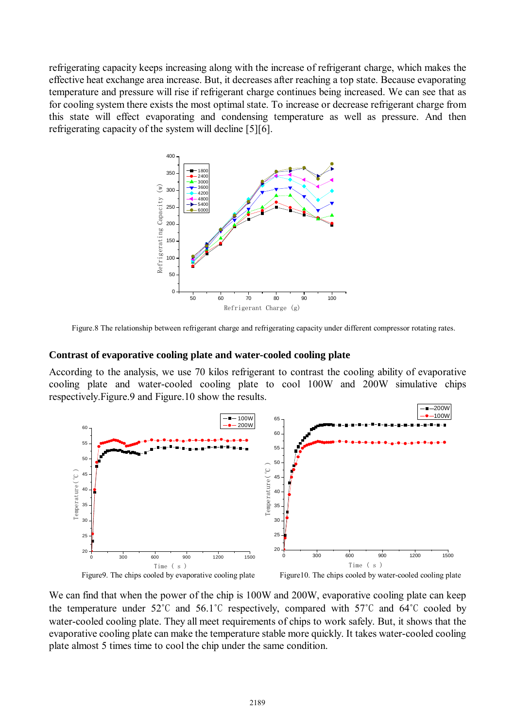refrigerating capacity keeps increasing along with the increase of refrigerant charge, which makes the effective heat exchange area increase. But, it decreases after reaching a top state. Because evaporating temperature and pressure will rise if refrigerant charge continues being increased. We can see that as for cooling system there exists the most optimal state. To increase or decrease refrigerant charge from this state will effect evaporating and condensing temperature as well as pressure. And then refrigerating capacity of the system will decline [5][6].

Figure.8 The relationship between refrigerant charge and refrigerating capacity under different compressor rotating rates.

## Contrast of evaporative cooling plate and water-cooled cooling plate

According to the analysis, we use 70 kilos refrigerant to contrast the cooling ability of evaporative cooling plate and water-cooled cooling plate to cool 100W and 200W simulative chips respectively.Figure.9 and Figure.10 show the results.

Figure9. The chips cooled by evaporative cooling plate

Figure10. The chips cooled by water-cooled cooling plate

We can find that when the power of the chip is 100W and 200W, evaporative cooling plate can keep the temperature under 52℃ and 56.1℃ respectively, compared with 57℃ and 64℃ cooled by water-cooled cooling plate. They all meet requirements of chips to work safely. But, it shows that the evaporative cooling plate can make the temperature stable more quickly. It takes water-cooled cooling plate almost 5 times time to cool the chip under the same condition.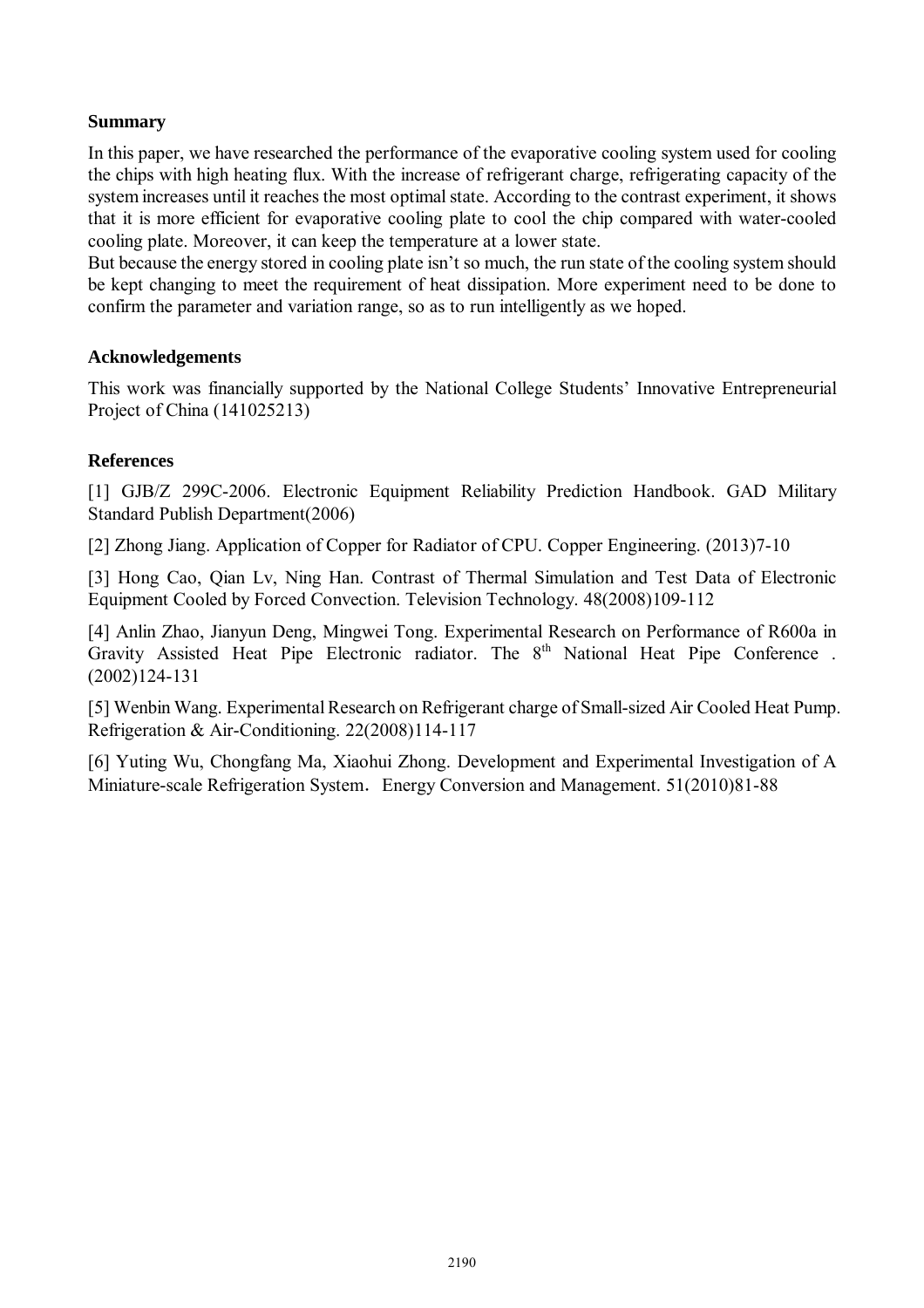### Summary

In this paper, we have researched the performance of the evaporative cooling system used for cooling the chips with high heating flux. With the increase of refrigerant charge, refrigerating capacity of the system increases until it reaches the most optimal state. According to the contrast experiment, it shows that it is more efficient for evaporative cooling plate to cool the chip compared with water-cooled cooling plate. Moreover, it can keep the temperature at a lower state.

But because the energy stored in cooling plate isn't so much, the run state of the cooling system should be kept changing to meet the requirement of heat dissipation. More experiment need to be done to confirm the parameter and variation range, so as to run intelligently as we hoped.

### Acknowledgements

This work was financially supported by the National College Students' Innovative Entrepreneurial Project of China (141025213)

### References

[1] GJB/Z 299C-2006. Electronic Equipment Reliability Prediction Handbook. GAD Military Standard Publish Department(2006)

[2] Zhong Jiang. Application of Copper for Radiator of CPU. Copper Engineering. (2013)7-10

[3] Hong Cao, Qian Lv, Ning Han. Contrast of Thermal Simulation and Test Data of Electronic Equipment Cooled by Forced Convection. Television Technology. 48(2008)109-112

[4] Anlin Zhao, Jianyun Deng, Mingwei Tong. Experimental Research on Performance of R600a in Gravity Assisted Heat Pipe Electronic radiator. The 8th National Heat Pipe Conference . (2002)124-131

[5] Wenbin Wang. Experimental Research on Refrigerant charge of Small-sized Air Cooled Heat Pump. Refrigeration & Air-Conditioning. 22(2008)114-117

[6] Yuting Wu, Chongfang Ma, Xiaohui Zhong. Development and Experimental Investigation of A Miniature-scale Refrigeration System. Energy Conversion and Management. 51(2010)81-88